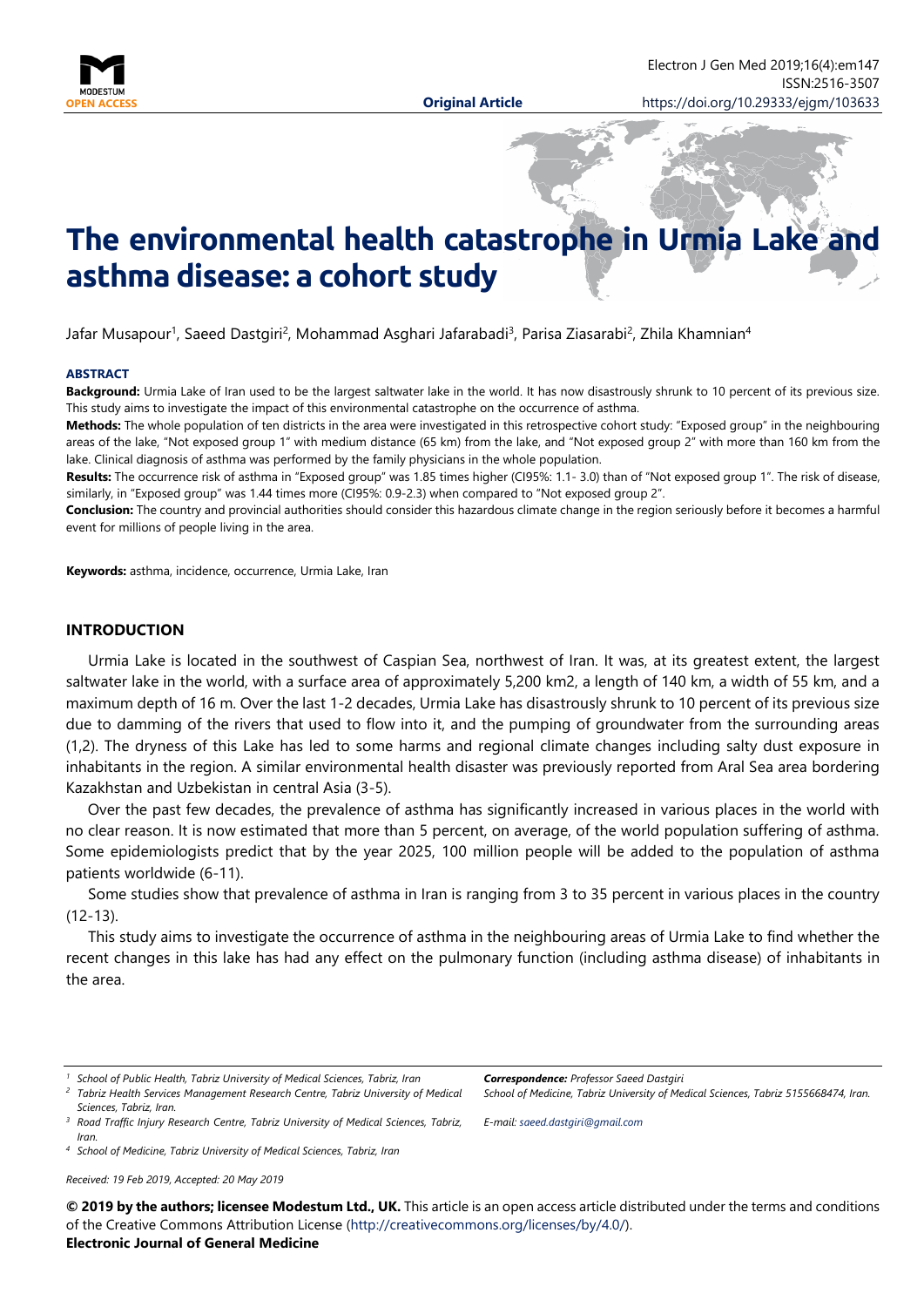Original Article

# The environmental health catastrophe in Urmia Lake and asthma disease: a cohort study

Jafar Musapour[1], Saeed Dastgiri[2], Mohammad Asghari Jafarabadi[3], Parisa Ziasarabi[2], Zhila Khamnian[4]

### ABSTRACT

**Background:** Urmia Lake of Iran used to be the largest saltwater lake in the world. It has now disastrously shrunk to 10 percent of its previous size. This study aims to investigate the impact of this environmental catastrophe on the occurrence of asthma.

**Methods:** The whole population of ten districts in the area were investigated in this retrospective cohort study: "Exposed group" in the neighbouring areas of the lake, "Not exposed group 1" with medium distance (65 km) from the lake, and "Not exposed group 2" with more than 160 km from the lake. Clinical diagnosis of asthma was performed by the family physicians in the whole population.

**Results:** The occurrence risk of asthma in "Exposed group" was 1.85 times higher (CI95%: 1.1- 3.0) than of "Not exposed group 1". The risk of disease, similarly, in "Exposed group" was 1.44 times more (CI95%: 0.9-2.3) when compared to "Not exposed group 2".

**Conclusion:** The country and provincial authorities should consider this hazardous climate change in the region seriously before it becomes a harmful event for millions of people living in the area.

**Keywords:** asthma, incidence, occurrence, Urmia Lake, Iran

## INTRODUCTION

Urmia Lake is located in the southwest of Caspian Sea, northwest of Iran. It was, at its greatest extent, the largest saltwater lake in the world, with a surface area of approximately 5,200 km2, a length of 140 km, a width of 55 km, and a maximum depth of 16 m. Over the last 1-2 decades, Urmia Lake has disastrously shrunk to 10 percent of its previous size due to damming of the rivers that used to flow into it, and the pumping of groundwater from the surrounding areas (1,2). The dryness of this Lake has led to some harms and regional climate changes including salty dust exposure in inhabitants in the region. A similar environmental health disaster was previously reported from Aral Sea area bordering Kazakhstan and Uzbekistan in central Asia (3-5).

Over the past few decades, the prevalence of asthma has significantly increased in various places in the world with no clear reason. It is now estimated that more than 5 percent, on average, of the world population suffering of asthma. Some epidemiologists predict that by the year 2025, 100 million people will be added to the population of asthma patients worldwide (6-11).

Some studies show that prevalence of asthma in Iran is ranging from 3 to 35 percent in various places in the country (12-13).

This study aims to investigate the occurrence of asthma in the neighbouring areas of Urmia Lake to find whether the recent changes in this lake has had any effect on the pulmonary function (including asthma disease) of inhabitants in the area.

---

[1] *School of Public Health, Tabriz University of Medical Sciences, Tabriz, Iran*
[2] *Tabriz Health Services Management Research Centre, Tabriz University of Medical Sciences, Tabriz, Iran.*
[3] *Road Traffic Injury Research Centre, Tabriz University of Medical Sciences, Tabriz, Iran.*
[4] *School of Medicine, Tabriz University of Medical Sciences, Tabriz, Iran*

***Correspondence:*** *Professor Saeed Dastgiri*
*School of Medicine, Tabriz University of Medical Sciences, Tabriz 5155668474, Iran.*
*E-mail: saeed.dastgiri@gmail.com*

*Received: 19 Feb 2019, Accepted: 20 May 2019*

**© 2019 by the authors; licensee Modestum Ltd., UK.** This article is an open access article distributed under the terms and conditions of the Creative Commons Attribution License (http://creativecommons.org/licenses/by/4.0/).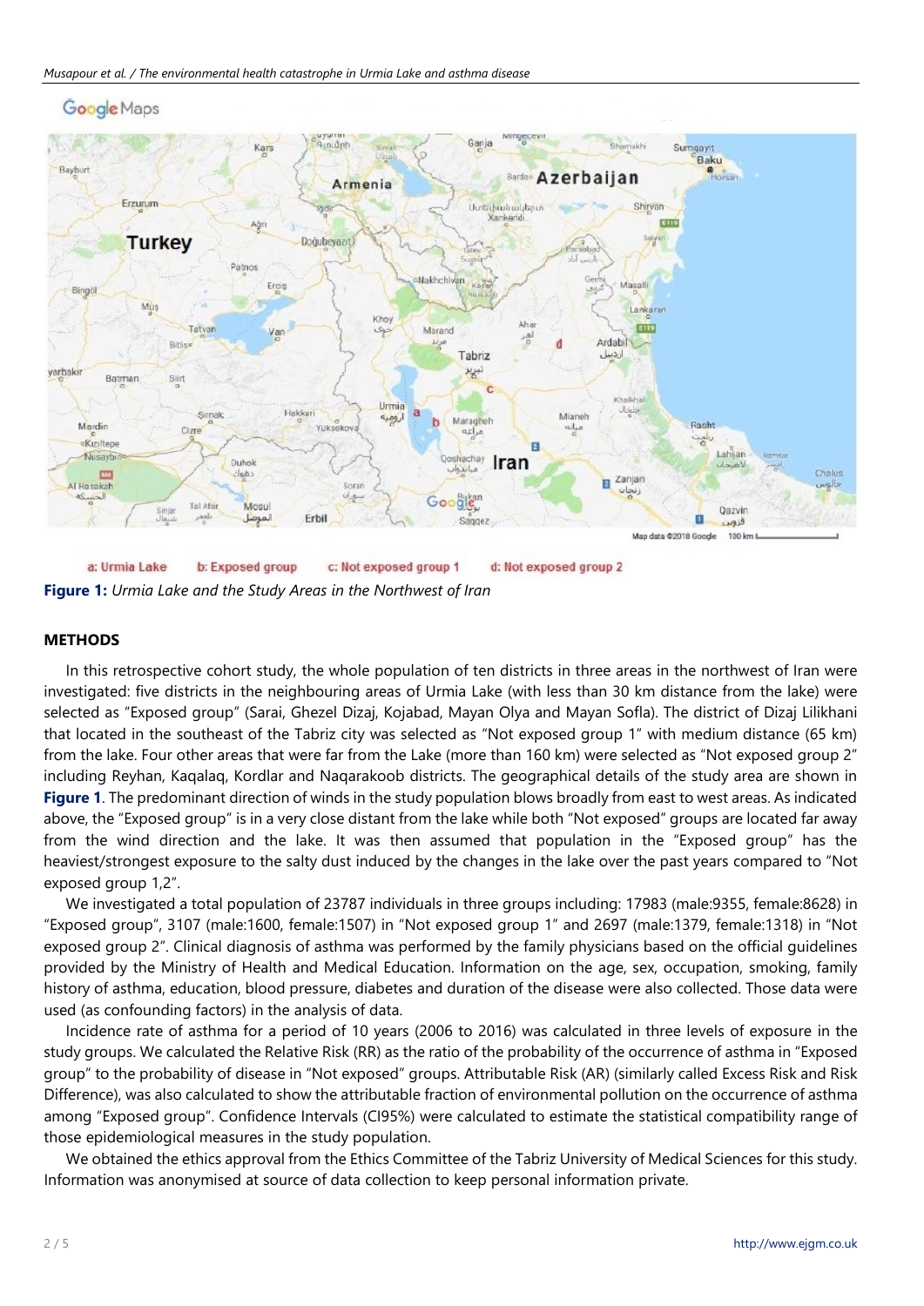a: Urmia Lake b: Exposed group c: Not exposed group 1 d: Not exposed group 2

**Figure 1:** *Urmia Lake and the Study Areas in the Northwest of Iran*

## METHODS

In this retrospective cohort study, the whole population of ten districts in three areas in the northwest of Iran were investigated: five districts in the neighbouring areas of Urmia Lake (with less than 30 km distance from the lake) were selected as "Exposed group" (Sarai, Ghezel Dizaj, Kojabad, Mayan Olya and Mayan Sofla). The district of Dizaj Lilikhani that located in the southeast of the Tabriz city was selected as "Not exposed group 1" with medium distance (65 km) from the lake. Four other areas that were far from the Lake (more than 160 km) were selected as "Not exposed group 2" including Reyhan, Kaqalaq, Kordlar and Naqarakoob districts. The geographical details of the study area are shown in **Figure 1**. The predominant direction of winds in the study population blows broadly from east to west areas. As indicated above, the "Exposed group" is in a very close distant from the lake while both "Not exposed" groups are located far away from the wind direction and the lake. It was then assumed that population in the "Exposed group" has the heaviest/strongest exposure to the salty dust induced by the changes in the lake over the past years compared to "Not exposed group 1,2".

We investigated a total population of 23787 individuals in three groups including: 17983 (male:9355, female:8628) in "Exposed group", 3107 (male:1600, female:1507) in "Not exposed group 1" and 2697 (male:1379, female:1318) in "Not exposed group 2". Clinical diagnosis of asthma was performed by the family physicians based on the official guidelines provided by the Ministry of Health and Medical Education. Information on the age, sex, occupation, smoking, family history of asthma, education, blood pressure, diabetes and duration of the disease were also collected. Those data were used (as confounding factors) in the analysis of data.

Incidence rate of asthma for a period of 10 years (2006 to 2016) was calculated in three levels of exposure in the study groups. We calculated the Relative Risk (RR) as the ratio of the probability of the occurrence of asthma in "Exposed group" to the probability of disease in "Not exposed" groups. Attributable Risk (AR) (similarly called Excess Risk and Risk Difference), was also calculated to show the attributable fraction of environmental pollution on the occurrence of asthma among "Exposed group". Confidence Intervals (CI95%) were calculated to estimate the statistical compatibility range of those epidemiological measures in the study population.

We obtained the ethics approval from the Ethics Committee of the Tabriz University of Medical Sciences for this study. Information was anonymised at source of data collection to keep personal information private.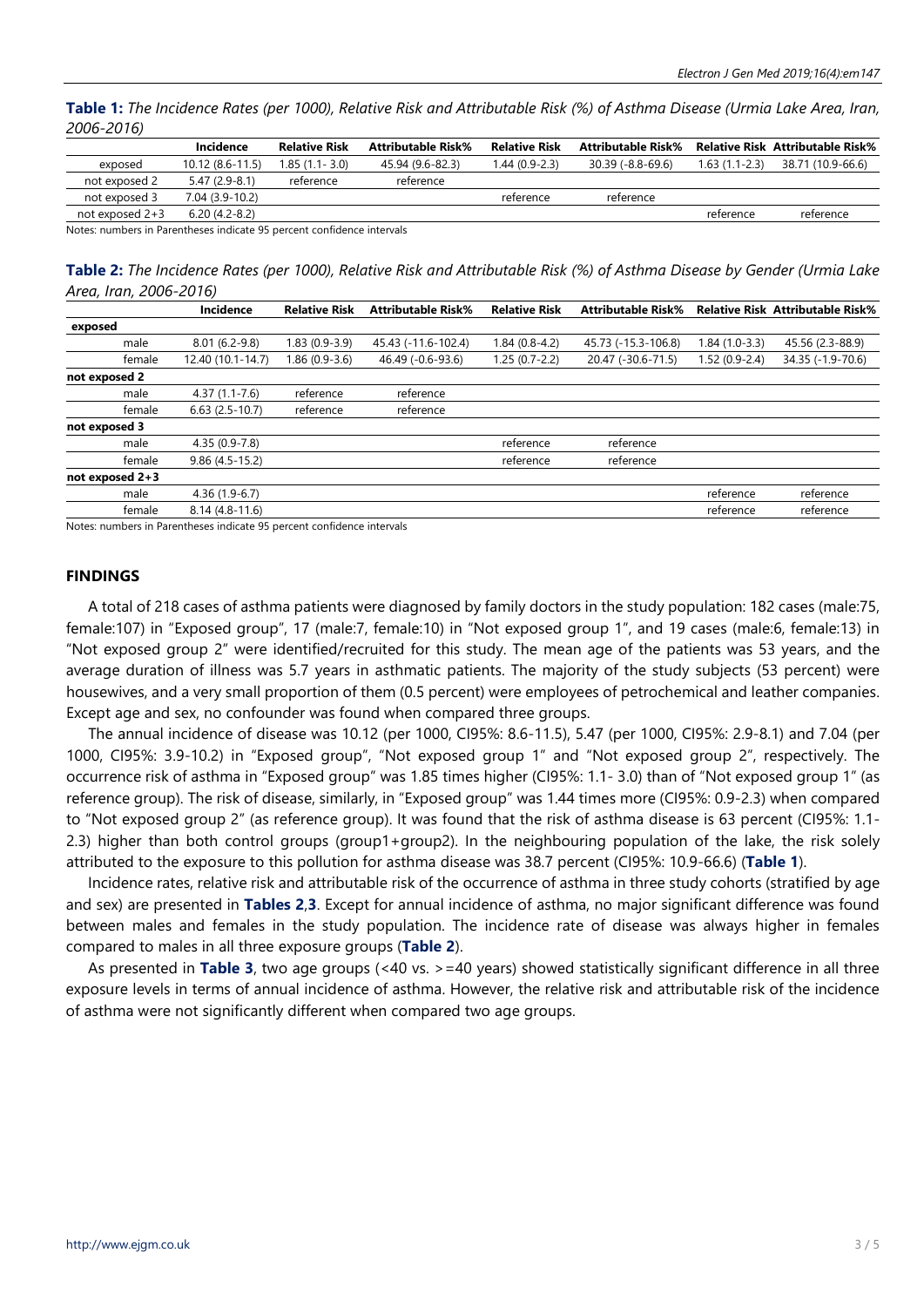**Table 1:** *The Incidence Rates (per 1000), Relative Risk and Attributable Risk (%) of Asthma Disease (Urmia Lake Area, Iran, 2006-2016)*

| | Incidence | Relative Risk | Attributable Risk% | Relative Risk | Attributable Risk% | Relative Risk | Attributable Risk% |
|---|---|---|---|---|---|---|---|
| exposed | 10.12 (8.6-11.5) | 1.85 (1.1- 3.0) | 45.94 (9.6-82.3) | 1.44 (0.9-2.3) | 30.39 (-8.8-69.6) | 1.63 (1.1-2.3) | 38.71 (10.9-66.6) |
| not exposed 2 | 5.47 (2.9-8.1) | reference | reference | | | | |
| not exposed 3 | 7.04 (3.9-10.2) | | | reference | reference | | |
| not exposed 2+3 | 6.20 (4.2-8.2) | | | | | reference | reference |

Notes: numbers in Parentheses indicate 95 percent confidence intervals

**Table 2:** *The Incidence Rates (per 1000), Relative Risk and Attributable Risk (%) of Asthma Disease by Gender (Urmia Lake Area, Iran, 2006-2016)*

| | Incidence | Relative Risk | Attributable Risk% | Relative Risk | Attributable Risk% | Relative Risk | Attributable Risk% |
|---|---|---|---|---|---|---|---|
| **exposed** | | | | | | | |
| male | 8.01 (6.2-9.8) | 1.83 (0.9-3.9) | 45.43 (-11.6-102.4) | 1.84 (0.8-4.2) | 45.73 (-15.3-106.8) | 1.84 (1.0-3.3) | 45.56 (2.3-88.9) |
| female | 12.40 (10.1-14.7) | 1.86 (0.9-3.6) | 46.49 (-0.6-93.6) | 1.25 (0.7-2.2) | 20.47 (-30.6-71.5) | 1.52 (0.9-2.4) | 34.35 (-1.9-70.6) |
| **not exposed 2** | | | | | | | |
| male | 4.37 (1.1-7.6) | reference | reference | | | | |
| female | 6.63 (2.5-10.7) | reference | reference | | | | |
| **not exposed 3** | | | | | | | |
| male | 4.35 (0.9-7.8) | | | reference | reference | | |
| female | 9.86 (4.5-15.2) | | | reference | reference | | |
| **not exposed 2+3** | | | | | | | |
| male | 4.36 (1.9-6.7) | | | | | reference | reference |
| female | 8.14 (4.8-11.6) | | | | | reference | reference |

Notes: numbers in Parentheses indicate 95 percent confidence intervals

## FINDINGS

A total of 218 cases of asthma patients were diagnosed by family doctors in the study population: 182 cases (male:75, female:107) in "Exposed group", 17 (male:7, female:10) in "Not exposed group 1", and 19 cases (male:6, female:13) in "Not exposed group 2" were identified/recruited for this study. The mean age of the patients was 53 years, and the average duration of illness was 5.7 years in asthmatic patients. The majority of the study subjects (53 percent) were housewives, and a very small proportion of them (0.5 percent) were employees of petrochemical and leather companies. Except age and sex, no confounder was found when compared three groups.

The annual incidence of disease was 10.12 (per 1000, CI95%: 8.6-11.5), 5.47 (per 1000, CI95%: 2.9-8.1) and 7.04 (per 1000, CI95%: 3.9-10.2) in "Exposed group", "Not exposed group 1" and "Not exposed group 2", respectively. The occurrence risk of asthma in "Exposed group" was 1.85 times higher (CI95%: 1.1- 3.0) than of "Not exposed group 1" (as reference group). The risk of disease, similarly, in "Exposed group" was 1.44 times more (CI95%: 0.9-2.3) when compared to "Not exposed group 2" (as reference group). It was found that the risk of asthma disease is 63 percent (CI95%: 1.1-2.3) higher than both control groups (group1+group2). In the neighbouring population of the lake, the risk solely attributed to the exposure to this pollution for asthma disease was 38.7 percent (CI95%: 10.9-66.6) (**Table 1**).

Incidence rates, relative risk and attributable risk of the occurrence of asthma in three study cohorts (stratified by age and sex) are presented in **Tables 2**,**3**. Except for annual incidence of asthma, no major significant difference was found between males and females in the study population. The incidence rate of disease was always higher in females compared to males in all three exposure groups (**Table 2**).

As presented in **Table 3**, two age groups (<40 vs. >=40 years) showed statistically significant difference in all three exposure levels in terms of annual incidence of asthma. However, the relative risk and attributable risk of the incidence of asthma were not significantly different when compared two age groups.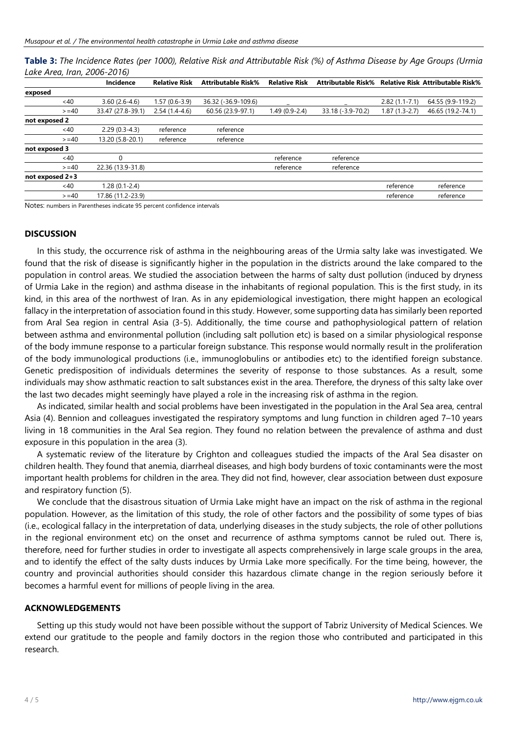**Table 3:** *The Incidence Rates (per 1000), Relative Risk and Attributable Risk (%) of Asthma Disease by Age Groups (Urmia Lake Area, Iran, 2006-2016)*

| | Incidence | Relative Risk | Attributable Risk% | Relative Risk | Attributable Risk% | Relative Risk | Attributable Risk% |
|---|---|---|---|---|---|---|---|
| **exposed** | | | | | | | |
| <40 | 3.60 (2.6-4.6) | 1.57 (0.6-3.9) | 36.32 (-36.9-109.6) | _ | _ | 2.82 (1.1-7.1) | 64.55 (9.9-119.2) |
| >=40 | 33.47 (27.8-39.1) | 2.54 (1.4-4.6) | 60.56 (23.9-97.1) | 1.49 (0.9-2.4) | 33.18 (-3.9-70.2) | 1.87 (1.3-2.7) | 46.65 (19.2-74.1) |
| **not exposed 2** | | | | | | | |
| <40 | 2.29 (0.3-4.3) | reference | reference | | | | |
| >=40 | 13.20 (5.8-20.1) | reference | reference | | | | |
| **not exposed 3** | | | | | | | |
| <40 | 0 | | | reference | reference | | |
| >=40 | 22.36 (13.9-31.8) | | | reference | reference | | |
| **not exposed 2+3** | | | | | | | |
| <40 | 1.28 (0.1-2.4) | | | | | reference | reference |
| >=40 | 17.86 (11.2-23.9) | | | | | reference | reference |

Notes: numbers in Parentheses indicate 95 percent confidence intervals

## DISCUSSION

In this study, the occurrence risk of asthma in the neighbouring areas of the Urmia salty lake was investigated. We found that the risk of disease is significantly higher in the population in the districts around the lake compared to the population in control areas. We studied the association between the harms of salty dust pollution (induced by dryness of Urmia Lake in the region) and asthma disease in the inhabitants of regional population. This is the first study, in its kind, in this area of the northwest of Iran. As in any epidemiological investigation, there might happen an ecological fallacy in the interpretation of association found in this study. However, some supporting data has similarly been reported from Aral Sea region in central Asia (3-5). Additionally, the time course and pathophysiological pattern of relation between asthma and environmental pollution (including salt pollution etc) is based on a similar physiological response of the body immune response to a particular foreign substance. This response would normally result in the proliferation of the body immunological productions (i.e., immunoglobulins or antibodies etc) to the identified foreign substance. Genetic predisposition of individuals determines the severity of response to those substances. As a result, some individuals may show asthmatic reaction to salt substances exist in the area. Therefore, the dryness of this salty lake over the last two decades might seemingly have played a role in the increasing risk of asthma in the region.

As indicated, similar health and social problems have been investigated in the population in the Aral Sea area, central Asia (4). Bennion and colleagues investigated the respiratory symptoms and lung function in children aged 7–10 years living in 18 communities in the Aral Sea region. They found no relation between the prevalence of asthma and dust exposure in this population in the area (3).

A systematic review of the literature by Crighton and colleagues studied the impacts of the Aral Sea disaster on children health. They found that anemia, diarrheal diseases, and high body burdens of toxic contaminants were the most important health problems for children in the area. They did not find, however, clear association between dust exposure and respiratory function (5).

We conclude that the disastrous situation of Urmia Lake might have an impact on the risk of asthma in the regional population. However, as the limitation of this study, the role of other factors and the possibility of some types of bias (i.e., ecological fallacy in the interpretation of data, underlying diseases in the study subjects, the role of other pollutions in the regional environment etc) on the onset and recurrence of asthma symptoms cannot be ruled out. There is, therefore, need for further studies in order to investigate all aspects comprehensively in large scale groups in the area, and to identify the effect of the salty dusts induces by Urmia Lake more specifically. For the time being, however, the country and provincial authorities should consider this hazardous climate change in the region seriously before it becomes a harmful event for millions of people living in the area.

## ACKNOWLEDGEMENTS

Setting up this study would not have been possible without the support of Tabriz University of Medical Sciences. We extend our gratitude to the people and family doctors in the region those who contributed and participated in this research.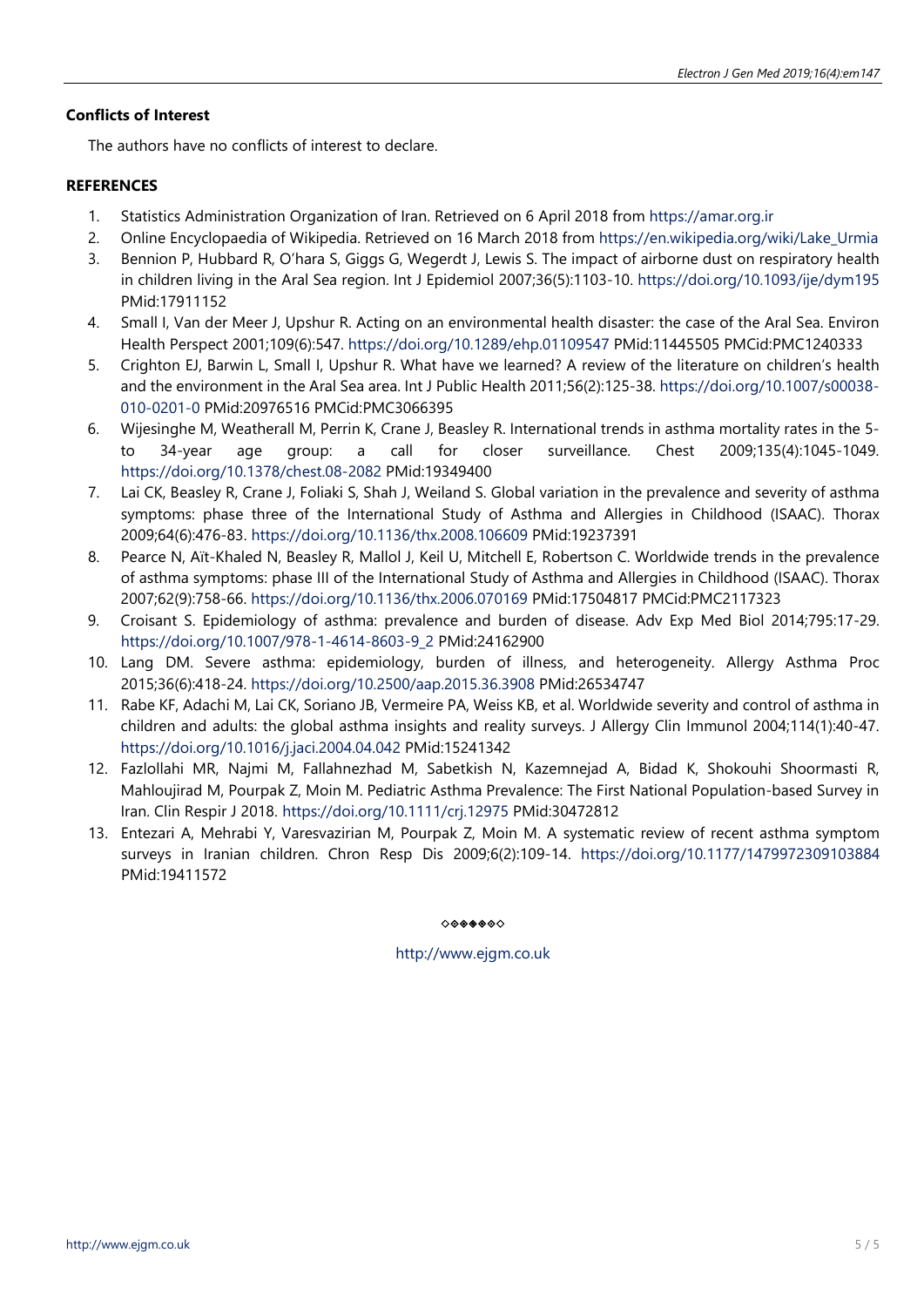**Conflicts of Interest**

The authors have no conflicts of interest to declare.

**REFERENCES**

1. Statistics Administration Organization of Iran. Retrieved on 6 April 2018 from https://amar.org.ir
2. Online Encyclopaedia of Wikipedia. Retrieved on 16 March 2018 from https://en.wikipedia.org/wiki/Lake_Urmia
3. Bennion P, Hubbard R, O'hara S, Giggs G, Wegerdt J, Lewis S. The impact of airborne dust on respiratory health in children living in the Aral Sea region. Int J Epidemiol 2007;36(5):1103-10. https://doi.org/10.1093/ije/dym195 PMid:17911152
4. Small I, Van der Meer J, Upshur R. Acting on an environmental health disaster: the case of the Aral Sea. Environ Health Perspect 2001;109(6):547. https://doi.org/10.1289/ehp.01109547 PMid:11445505 PMCid:PMC1240333
5. Crighton EJ, Barwin L, Small I, Upshur R. What have we learned? A review of the literature on children's health and the environment in the Aral Sea area. Int J Public Health 2011;56(2):125-38. https://doi.org/10.1007/s00038-010-0201-0 PMid:20976516 PMCid:PMC3066395
6. Wijesinghe M, Weatherall M, Perrin K, Crane J, Beasley R. International trends in asthma mortality rates in the 5- to 34-year age group: a call for closer surveillance. Chest 2009;135(4):1045-1049. https://doi.org/10.1378/chest.08-2082 PMid:19349400
7. Lai CK, Beasley R, Crane J, Foliaki S, Shah J, Weiland S. Global variation in the prevalence and severity of asthma symptoms: phase three of the International Study of Asthma and Allergies in Childhood (ISAAC). Thorax 2009;64(6):476-83. https://doi.org/10.1136/thx.2008.106609 PMid:19237391
8. Pearce N, Aït-Khaled N, Beasley R, Mallol J, Keil U, Mitchell E, Robertson C. Worldwide trends in the prevalence of asthma symptoms: phase III of the International Study of Asthma and Allergies in Childhood (ISAAC). Thorax 2007;62(9):758-66. https://doi.org/10.1136/thx.2006.070169 PMid:17504817 PMCid:PMC2117323
9. Croisant S. Epidemiology of asthma: prevalence and burden of disease. Adv Exp Med Biol 2014;795:17-29. https://doi.org/10.1007/978-1-4614-8603-9_2 PMid:24162900
10. Lang DM. Severe asthma: epidemiology, burden of illness, and heterogeneity. Allergy Asthma Proc 2015;36(6):418-24. https://doi.org/10.2500/aap.2015.36.3908 PMid:26534747
11. Rabe KF, Adachi M, Lai CK, Soriano JB, Vermeire PA, Weiss KB, et al. Worldwide severity and control of asthma in children and adults: the global asthma insights and reality surveys. J Allergy Clin Immunol 2004;114(1):40-47. https://doi.org/10.1016/j.jaci.2004.04.042 PMid:15241342
12. Fazlollahi MR, Najmi M, Fallahnezhad M, Sabetkish N, Kazemnejad A, Bidad K, Shokouhi Shoormasti R, Mahloujirad M, Pourpak Z, Moin M. Pediatric Asthma Prevalence: The First National Population-based Survey in Iran. Clin Respir J 2018. https://doi.org/10.1111/crj.12975 PMid:30472812
13. Entezari A, Mehrabi Y, Varesvazirian M, Pourpak Z, Moin M. A systematic review of recent asthma symptom surveys in Iranian children. Chron Resp Dis 2009;6(2):109-14. https://doi.org/10.1177/1479972309103884 PMid:19411572

◇◈◈◈◈◇

http://www.ejgm.co.uk